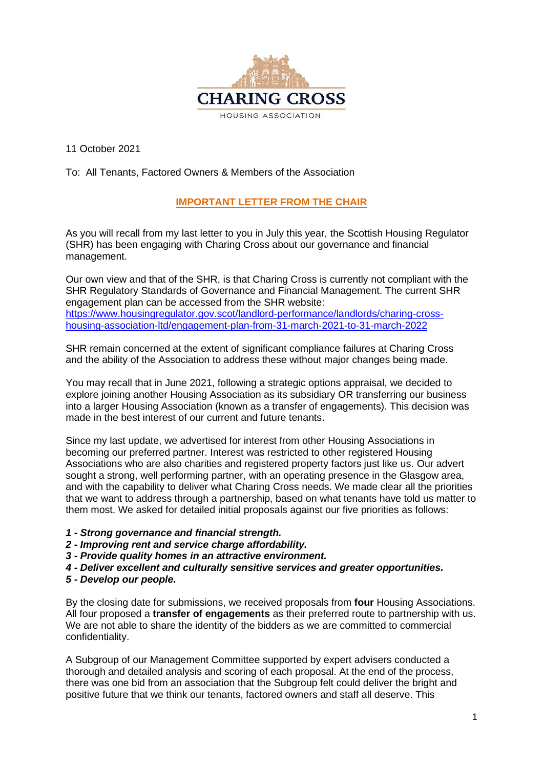**CHARING CROSS**

HOUSING ASSOCIATION

11 October 2021

To: All Tenants, Factored Owners & Members of the Association

## IMPORTANT LETTER FROM THE CHAIR

As you will recall from my last letter to you in July this year, the Scottish Housing Regulator (SHR) has been engaging with Charing Cross about our governance and financial management.

Our own view and that of the SHR, is that Charing Cross is currently not compliant with the SHR Regulatory Standards of Governance and Financial Management. The current SHR engagement plan can be accessed from the SHR website: [https://www.housingregulator.gov.scot/landlord-performance/landlords/charing-cross-housing-association-ltd/engagement-plan-from-31-march-2021-to-31-march-2022](https://www.housingregulator.gov.scot/landlord-performance/landlords/charing-cross-housing-association-ltd/engagement-plan-from-31-march-2021-to-31-march-2022)

SHR remain concerned at the extent of significant compliance failures at Charing Cross and the ability of the Association to address these without major changes being made.

You may recall that in June 2021, following a strategic options appraisal, we decided to explore joining another Housing Association as its subsidiary OR transferring our business into a larger Housing Association (known as a transfer of engagements). This decision was made in the best interest of our current and future tenants.

Since my last update, we advertised for interest from other Housing Associations in becoming our preferred partner. Interest was restricted to other registered Housing Associations who are also charities and registered property factors just like us. Our advert sought a strong, well performing partner, with an operating presence in the Glasgow area, and with the capability to deliver what Charing Cross needs. We made clear all the priorities that we want to address through a partnership, based on what tenants have told us matter to them most. We asked for detailed initial proposals against our five priorities as follows:

- ***1 - Strong governance and financial strength.***
- ***2 - Improving rent and service charge affordability.***
- ***3 - Provide quality homes in an attractive environment.***
- ***4 - Deliver excellent and culturally sensitive services and greater opportunities.***
- ***5 - Develop our people.***

By the closing date for submissions, we received proposals from **four** Housing Associations. All four proposed a **transfer of engagements** as their preferred route to partnership with us. We are not able to share the identity of the bidders as we are committed to commercial confidentiality.

A Subgroup of our Management Committee supported by expert advisers conducted a thorough and detailed analysis and scoring of each proposal. At the end of the process, there was one bid from an association that the Subgroup felt could deliver the bright and positive future that we think our tenants, factored owners and staff all deserve. This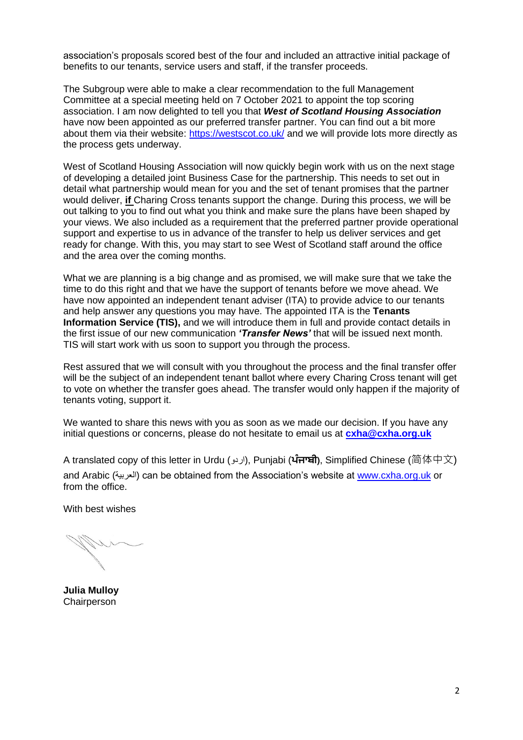association's proposals scored best of the four and included an attractive initial package of benefits to our tenants, service users and staff, if the transfer proceeds.

The Subgroup were able to make a clear recommendation to the full Management Committee at a special meeting held on 7 October 2021 to appoint the top scoring association. I am now delighted to tell you that ***West of Scotland Housing Association*** have now been appointed as our preferred transfer partner. You can find out a bit more about them via their website: https://westscot.co.uk/ and we will provide lots more directly as the process gets underway.

West of Scotland Housing Association will now quickly begin work with us on the next stage of developing a detailed joint Business Case for the partnership. This needs to set out in detail what partnership would mean for you and the set of tenant promises that the partner would deliver, **if** Charing Cross tenants support the change. During this process, we will be out talking to you to find out what you think and make sure the plans have been shaped by your views. We also included as a requirement that the preferred partner provide operational support and expertise to us in advance of the transfer to help us deliver services and get ready for change. With this, you may start to see West of Scotland staff around the office and the area over the coming months.

What we are planning is a big change and as promised, we will make sure that we take the time to do this right and that we have the support of tenants before we move ahead. We have now appointed an independent tenant adviser (ITA) to provide advice to our tenants and help answer any questions you may have. The appointed ITA is the **Tenants Information Service (TIS),** and we will introduce them in full and provide contact details in the first issue of our new communication ***'Transfer News'*** that will be issued next month. TIS will start work with us soon to support you through the process.

Rest assured that we will consult with you throughout the process and the final transfer offer will be the subject of an independent tenant ballot where every Charing Cross tenant will get to vote on whether the transfer goes ahead. The transfer would only happen if the majority of tenants voting, support it.

We wanted to share this news with you as soon as we made our decision. If you have any initial questions or concerns, please do not hesitate to email us at **cxha@cxha.org.uk**

A translated copy of this letter in Urdu (اردو), Punjabi (**ਪੰਜਾਬੀ**), Simplified Chinese (简体中文) and Arabic (العربية) can be obtained from the Association's website at www.cxha.org.uk or from the office.

With best wishes

**Julia Mulloy**
Chairperson